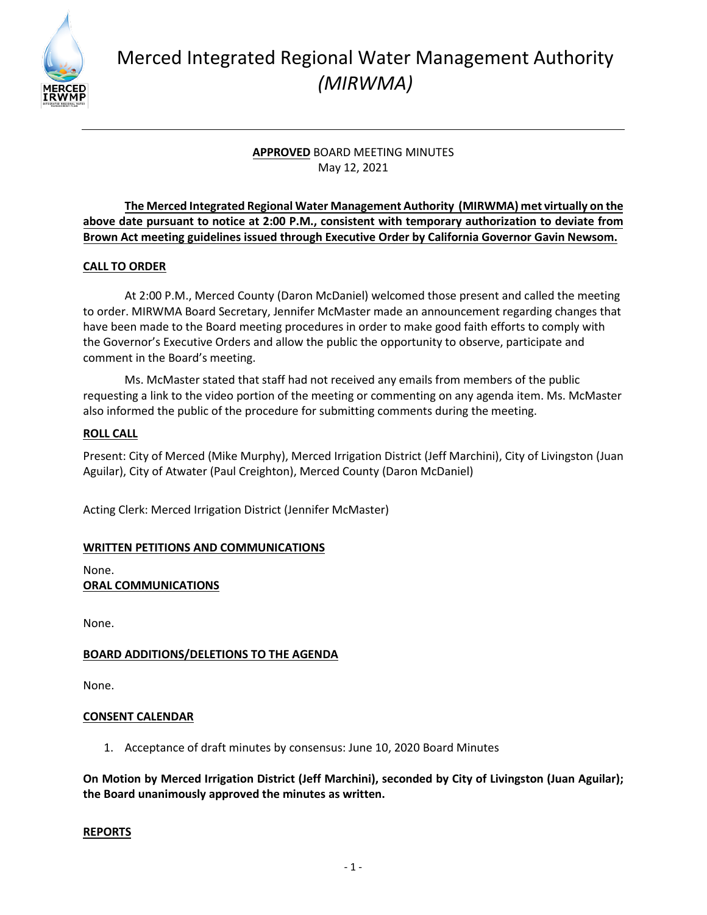# Merced Integrated Regional Water Management Authority *(MIRWMA)*

**APPROVED** BOARD MEETING MINUTES
May 12, 2021

**The Merced Integrated Regional Water Management Authority (MIRWMA) met virtually on the above date pursuant to notice at 2:00 P.M., consistent with temporary authorization to deviate from Brown Act meeting guidelines issued through Executive Order by California Governor Gavin Newsom.**

## CALL TO ORDER

At 2:00 P.M., Merced County (Daron McDaniel) welcomed those present and called the meeting to order. MIRWMA Board Secretary, Jennifer McMaster made an announcement regarding changes that have been made to the Board meeting procedures in order to make good faith efforts to comply with the Governor's Executive Orders and allow the public the opportunity to observe, participate and comment in the Board's meeting.

Ms. McMaster stated that staff had not received any emails from members of the public requesting a link to the video portion of the meeting or commenting on any agenda item. Ms. McMaster also informed the public of the procedure for submitting comments during the meeting.

## ROLL CALL

Present: City of Merced (Mike Murphy), Merced Irrigation District (Jeff Marchini), City of Livingston (Juan Aguilar), City of Atwater (Paul Creighton), Merced County (Daron McDaniel)

Acting Clerk: Merced Irrigation District (Jennifer McMaster)

## WRITTEN PETITIONS AND COMMUNICATIONS

None.

## ORAL COMMUNICATIONS

None.

## BOARD ADDITIONS/DELETIONS TO THE AGENDA

None.

## CONSENT CALENDAR

1. Acceptance of draft minutes by consensus: June 10, 2020 Board Minutes

**On Motion by Merced Irrigation District (Jeff Marchini), seconded by City of Livingston (Juan Aguilar); the Board unanimously approved the minutes as written.**

## REPORTS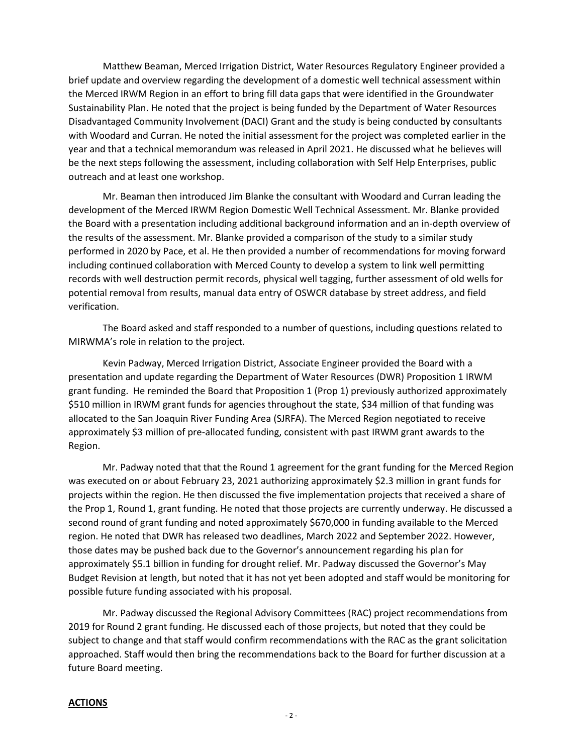Matthew Beaman, Merced Irrigation District, Water Resources Regulatory Engineer provided a brief update and overview regarding the development of a domestic well technical assessment within the Merced IRWM Region in an effort to bring fill data gaps that were identified in the Groundwater Sustainability Plan. He noted that the project is being funded by the Department of Water Resources Disadvantaged Community Involvement (DACI) Grant and the study is being conducted by consultants with Woodard and Curran. He noted the initial assessment for the project was completed earlier in the year and that a technical memorandum was released in April 2021. He discussed what he believes will be the next steps following the assessment, including collaboration with Self Help Enterprises, public outreach and at least one workshop.

Mr. Beaman then introduced Jim Blanke the consultant with Woodard and Curran leading the development of the Merced IRWM Region Domestic Well Technical Assessment. Mr. Blanke provided the Board with a presentation including additional background information and an in-depth overview of the results of the assessment. Mr. Blanke provided a comparison of the study to a similar study performed in 2020 by Pace, et al. He then provided a number of recommendations for moving forward including continued collaboration with Merced County to develop a system to link well permitting records with well destruction permit records, physical well tagging, further assessment of old wells for potential removal from results, manual data entry of OSWCR database by street address, and field verification.

The Board asked and staff responded to a number of questions, including questions related to MIRWMA's role in relation to the project.

Kevin Padway, Merced Irrigation District, Associate Engineer provided the Board with a presentation and update regarding the Department of Water Resources (DWR) Proposition 1 IRWM grant funding. He reminded the Board that Proposition 1 (Prop 1) previously authorized approximately $510 million in IRWM grant funds for agencies throughout the state, $34 million of that funding was allocated to the San Joaquin River Funding Area (SJRFA). The Merced Region negotiated to receive approximately $3 million of pre-allocated funding, consistent with past IRWM grant awards to the Region.

Mr. Padway noted that that the Round 1 agreement for the grant funding for the Merced Region was executed on or about February 23, 2021 authorizing approximately $2.3 million in grant funds for projects within the region. He then discussed the five implementation projects that received a share of the Prop 1, Round 1, grant funding. He noted that those projects are currently underway. He discussed a second round of grant funding and noted approximately $670,000 in funding available to the Merced region. He noted that DWR has released two deadlines, March 2022 and September 2022. However, those dates may be pushed back due to the Governor's announcement regarding his plan for approximately $5.1 billion in funding for drought relief. Mr. Padway discussed the Governor's May Budget Revision at length, but noted that it has not yet been adopted and staff would be monitoring for possible future funding associated with his proposal.

Mr. Padway discussed the Regional Advisory Committees (RAC) project recommendations from 2019 for Round 2 grant funding. He discussed each of those projects, but noted that they could be subject to change and that staff would confirm recommendations with the RAC as the grant solicitation approached. Staff would then bring the recommendations back to the Board for further discussion at a future Board meeting.

**ACTIONS**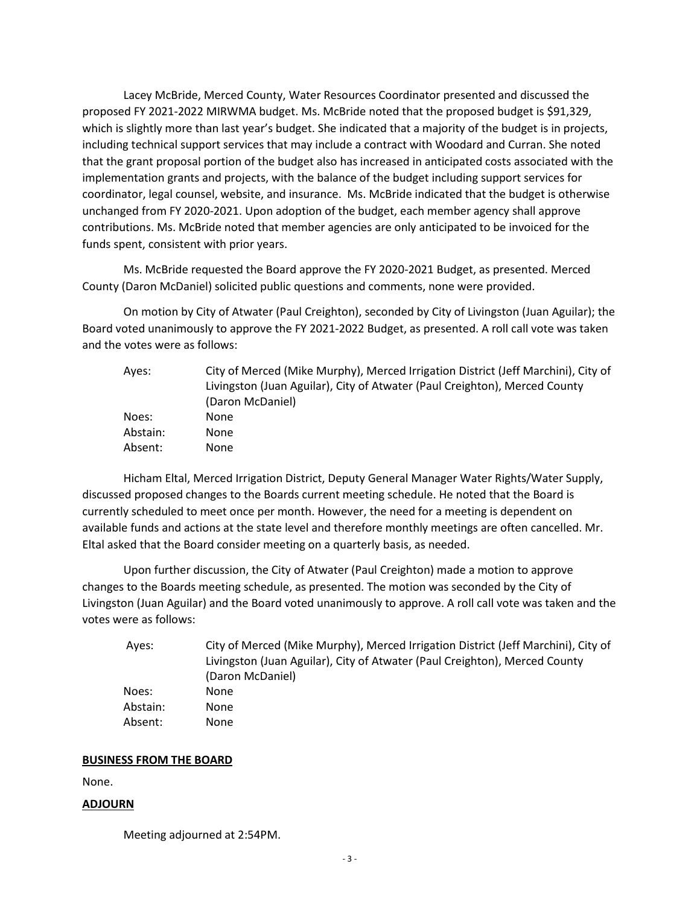Lacey McBride, Merced County, Water Resources Coordinator presented and discussed the proposed FY 2021-2022 MIRWMA budget. Ms. McBride noted that the proposed budget is $91,329, which is slightly more than last year's budget. She indicated that a majority of the budget is in projects, including technical support services that may include a contract with Woodard and Curran. She noted that the grant proposal portion of the budget also has increased in anticipated costs associated with the implementation grants and projects, with the balance of the budget including support services for coordinator, legal counsel, website, and insurance. Ms. McBride indicated that the budget is otherwise unchanged from FY 2020-2021. Upon adoption of the budget, each member agency shall approve contributions. Ms. McBride noted that member agencies are only anticipated to be invoiced for the funds spent, consistent with prior years.

Ms. McBride requested the Board approve the FY 2020-2021 Budget, as presented. Merced County (Daron McDaniel) solicited public questions and comments, none were provided.

On motion by City of Atwater (Paul Creighton), seconded by City of Livingston (Juan Aguilar); the Board voted unanimously to approve the FY 2021-2022 Budget, as presented. A roll call vote was taken and the votes were as follows:

| | |
|---|---|
| Ayes: | City of Merced (Mike Murphy), Merced Irrigation District (Jeff Marchini), City of Livingston (Juan Aguilar), City of Atwater (Paul Creighton), Merced County (Daron McDaniel) |
| Noes: | None |
| Abstain: | None |
| Absent: | None |

Hicham Eltal, Merced Irrigation District, Deputy General Manager Water Rights/Water Supply, discussed proposed changes to the Boards current meeting schedule. He noted that the Board is currently scheduled to meet once per month. However, the need for a meeting is dependent on available funds and actions at the state level and therefore monthly meetings are often cancelled. Mr. Eltal asked that the Board consider meeting on a quarterly basis, as needed.

Upon further discussion, the City of Atwater (Paul Creighton) made a motion to approve changes to the Boards meeting schedule, as presented. The motion was seconded by the City of Livingston (Juan Aguilar) and the Board voted unanimously to approve. A roll call vote was taken and the votes were as follows:

| | |
|---|---|
| Ayes: | City of Merced (Mike Murphy), Merced Irrigation District (Jeff Marchini), City of Livingston (Juan Aguilar), City of Atwater (Paul Creighton), Merced County (Daron McDaniel) |
| Noes: | None |
| Abstain: | None |
| Absent: | None |

**BUSINESS FROM THE BOARD**

None.

**ADJOURN**

Meeting adjourned at 2:54PM.